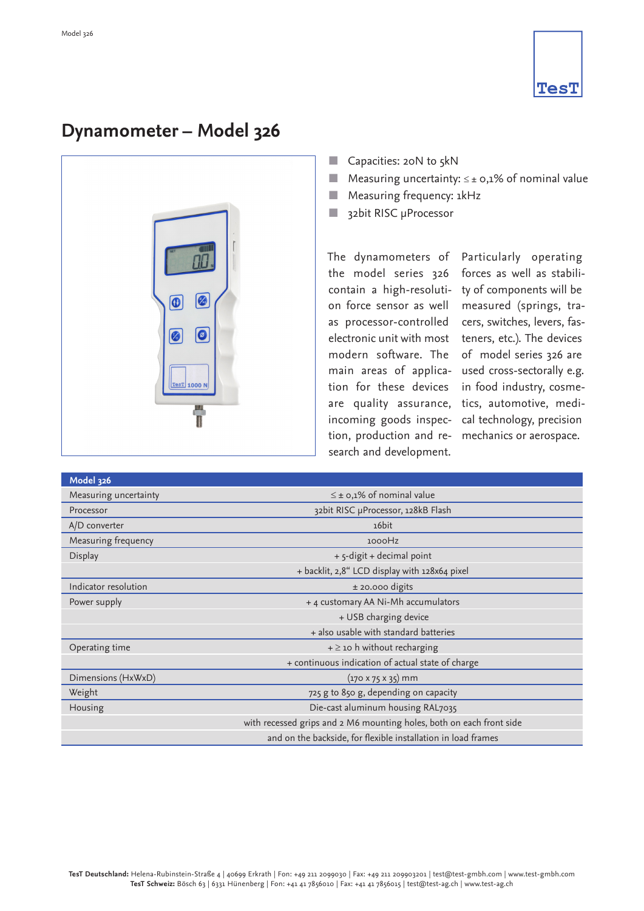# Dynamometer – Model 326

- Capacities: 20N to 5kN
- Measuring uncertainty: ≤ ± 0,1% of nominal value
- Measuring frequency: 1kHz
- 32bit RISC µProcessor

The dynamometers of the model series 326 contain a high-resolution force sensor as well as processor-controlled electronic unit with most modern software. The main areas of application for these devices are quality assurance, incoming goods inspection, production and research and development.

Particularly operating forces as well as stability of components will be measured (springs, tracers, switches, levers, fasteners, etc.). The devices of model series 326 are used cross-sectorally e.g. in food industry, cosmetics, automotive, medical technology, precision mechanics or aerospace.

| Model 326 | |
|---|---|
| Measuring uncertainty | ≤ ± 0,1% of nominal value |
| Processor | 32bit RISC µProcessor, 128kB Flash |
| A/D converter | 16bit |
| Measuring frequency | 1000Hz |
| Display | + 5-digit + decimal point |
| | + backlit, 2,8“ LCD display with 128x64 pixel |
| Indicator resolution | ± 20.000 digits |
| Power supply | + 4 customary AA Ni-Mh accumulators |
| | + USB charging device |
| | + also usable with standard batteries |
| Operating time | + ≥ 10 h without recharging |
| | + continuous indication of actual state of charge |
| Dimensions (HxWxD) | (170 x 75 x 35) mm |
| Weight | 725 g to 850 g, depending on capacity |
| Housing | Die-cast aluminum housing RAL7035 |
| | with recessed grips and 2 M6 mounting holes, both on each front side |
| | and on the backside, for flexible installation in load frames |

**TesT Deutschland:** Helena-Rubinstein-Straße 4 | 40699 Erkrath | Fon: +49 211 2099030 | Fax: +49 211 209903201 | test@test-gmbh.com | www.test-gmbh.com
**TesT Schweiz:** Bösch 63 | 6331 Hünenberg | Fon: +41 41 7856010 | Fax: +41 41 7856015 | test@test-ag.ch | www.test-ag.ch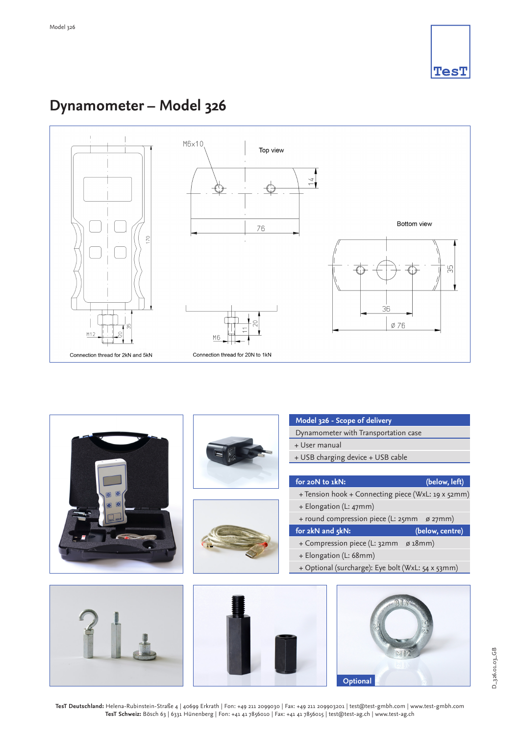# Dynamometer – Model 326

M6x10

Top view

14

76

Bottom view

170

35

36

ø 76

M12

20

35

M6

11

20

Connection thread for 2kN and 5kN

Connection thread for 20N to 1kN

| Model 326 - Scope of delivery | |
|---|---|
| Dynamometer with Transportation case | |
| + User manual | |
| + USB charging device + USB cable | |

| for 20N to 1kN: | (below, left) |
|---|---|
| + Tension hook + Connecting piece (WxL: 19 x 52mm) | |
| + Elongation (L: 47mm) | |
| + round compression piece (L: 25mm ø 27mm) | |
| **for 2kN and 5kN:** | **(below, centre)** |
| + Compression piece (L: 32mm ø 18mm) | |
| + Elongation (L: 68mm) | |
| + Optional (surcharge): Eye bolt (WxL: 54 x 53mm) | |

Optional

D_326.01.03_GB

**TesT Deutschland:** Helena-Rubinstein-Straße 4 | 40699 Erkrath | Fon: +49 211 2099030 | Fax: +49 211 209903201 | test@test-gmbh.com | www.test-gmbh.com
**TesT Schweiz:** Bösch 63 | 6331 Hünenberg | Fon: +41 41 7856010 | Fax: +41 41 7856015 | test@test-ag.ch | www.test-ag.ch